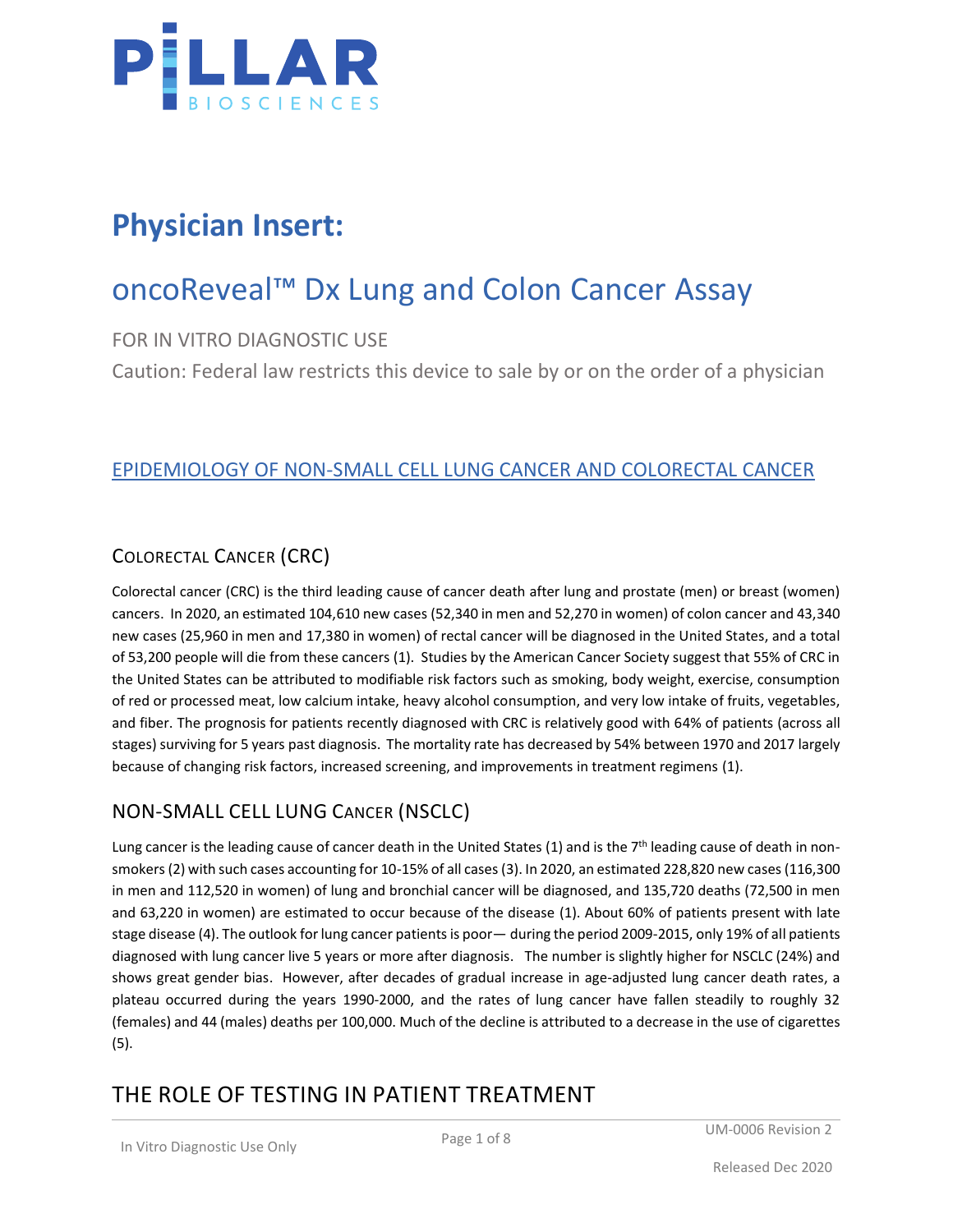PILLAR BIOSCIENCES

# Physician Insert:

# oncoReveal™ Dx Lung and Colon Cancer Assay

FOR IN VITRO DIAGNOSTIC USE

Caution: Federal law restricts this device to sale by or on the order of a physician

## EPIDEMIOLOGY OF NON-SMALL CELL LUNG CANCER AND COLORECTAL CANCER

### Colorectal Cancer (CRC)

Colorectal cancer (CRC) is the third leading cause of cancer death after lung and prostate (men) or breast (women) cancers. In 2020, an estimated 104,610 new cases (52,340 in men and 52,270 in women) of colon cancer and 43,340 new cases (25,960 in men and 17,380 in women) of rectal cancer will be diagnosed in the United States, and a total of 53,200 people will die from these cancers (1). Studies by the American Cancer Society suggest that 55% of CRC in the United States can be attributed to modifiable risk factors such as smoking, body weight, exercise, consumption of red or processed meat, low calcium intake, heavy alcohol consumption, and very low intake of fruits, vegetables, and fiber. The prognosis for patients recently diagnosed with CRC is relatively good with 64% of patients (across all stages) surviving for 5 years past diagnosis. The mortality rate has decreased by 54% between 1970 and 2017 largely because of changing risk factors, increased screening, and improvements in treatment regimens (1).

### Non-Small Cell Lung Cancer (NSCLC)

Lung cancer is the leading cause of cancer death in the United States (1) and is the 7th leading cause of death in non-smokers (2) with such cases accounting for 10-15% of all cases (3). In 2020, an estimated 228,820 new cases (116,300 in men and 112,520 in women) of lung and bronchial cancer will be diagnosed, and 135,720 deaths (72,500 in men and 63,220 in women) are estimated to occur because of the disease (1). About 60% of patients present with late stage disease (4). The outlook for lung cancer patients is poor— during the period 2009-2015, only 19% of all patients diagnosed with lung cancer live 5 years or more after diagnosis. The number is slightly higher for NSCLC (24%) and shows great gender bias. However, after decades of gradual increase in age-adjusted lung cancer death rates, a plateau occurred during the years 1990-2000, and the rates of lung cancer have fallen steadily to roughly 32 (females) and 44 (males) deaths per 100,000. Much of the decline is attributed to a decrease in the use of cigarettes (5).

## THE ROLE OF TESTING IN PATIENT TREATMENT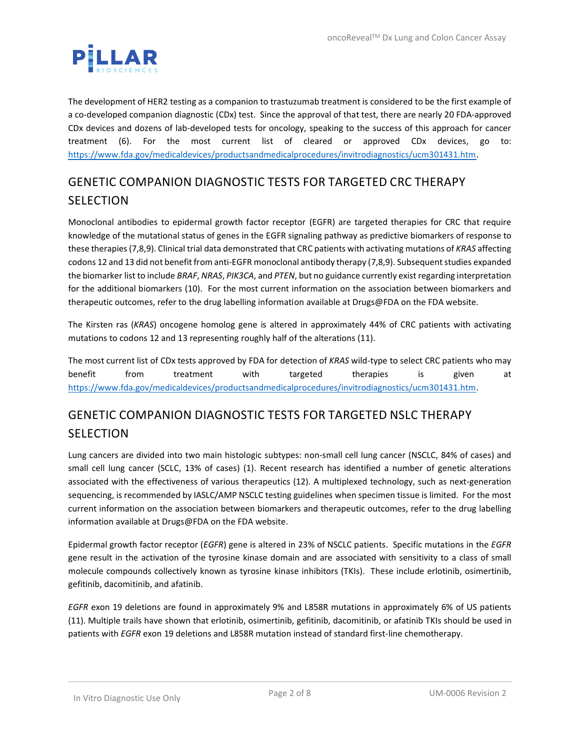The development of HER2 testing as a companion to trastuzumab treatment is considered to be the first example of a co-developed companion diagnostic (CDx) test. Since the approval of that test, there are nearly 20 FDA-approved CDx devices and dozens of lab-developed tests for oncology, speaking to the success of this approach for cancer treatment (6). For the most current list of cleared or approved CDx devices, go to: https://www.fda.gov/medicaldevices/productsandmedicalprocedures/invitrodiagnostics/ucm301431.htm.

## GENETIC COMPANION DIAGNOSTIC TESTS FOR TARGETED CRC THERAPY SELECTION

Monoclonal antibodies to epidermal growth factor receptor (EGFR) are targeted therapies for CRC that require knowledge of the mutational status of genes in the EGFR signaling pathway as predictive biomarkers of response to these therapies (7,8,9). Clinical trial data demonstrated that CRC patients with activating mutations of *KRAS* affecting codons 12 and 13 did not benefit from anti-EGFR monoclonal antibody therapy (7,8,9). Subsequent studies expanded the biomarker list to include *BRAF*, *NRAS*, *PIK3CA*, and *PTEN*, but no guidance currently exist regarding interpretation for the additional biomarkers (10). For the most current information on the association between biomarkers and therapeutic outcomes, refer to the drug labelling information available at Drugs@FDA on the FDA website.

The Kirsten ras (*KRAS*) oncogene homolog gene is altered in approximately 44% of CRC patients with activating mutations to codons 12 and 13 representing roughly half of the alterations (11).

The most current list of CDx tests approved by FDA for detection of *KRAS* wild-type to select CRC patients who may benefit from treatment with targeted therapies is given at https://www.fda.gov/medicaldevices/productsandmedicalprocedures/invitrodiagnostics/ucm301431.htm.

## GENETIC COMPANION DIAGNOSTIC TESTS FOR TARGETED NSLC THERAPY SELECTION

Lung cancers are divided into two main histologic subtypes: non-small cell lung cancer (NSCLC, 84% of cases) and small cell lung cancer (SCLC, 13% of cases) (1). Recent research has identified a number of genetic alterations associated with the effectiveness of various therapeutics (12). A multiplexed technology, such as next-generation sequencing, is recommended by IASLC/AMP NSCLC testing guidelines when specimen tissue is limited. For the most current information on the association between biomarkers and therapeutic outcomes, refer to the drug labelling information available at Drugs@FDA on the FDA website.

Epidermal growth factor receptor (*EGFR*) gene is altered in 23% of NSCLC patients. Specific mutations in the *EGFR* gene result in the activation of the tyrosine kinase domain and are associated with sensitivity to a class of small molecule compounds collectively known as tyrosine kinase inhibitors (TKIs). These include erlotinib, osimertinib, gefitinib, dacomitinib, and afatinib.

*EGFR* exon 19 deletions are found in approximately 9% and L858R mutations in approximately 6% of US patients (11). Multiple trails have shown that erlotinib, osimertinib, gefitinib, dacomitinib, or afatinib TKIs should be used in patients with *EGFR* exon 19 deletions and L858R mutation instead of standard first-line chemotherapy.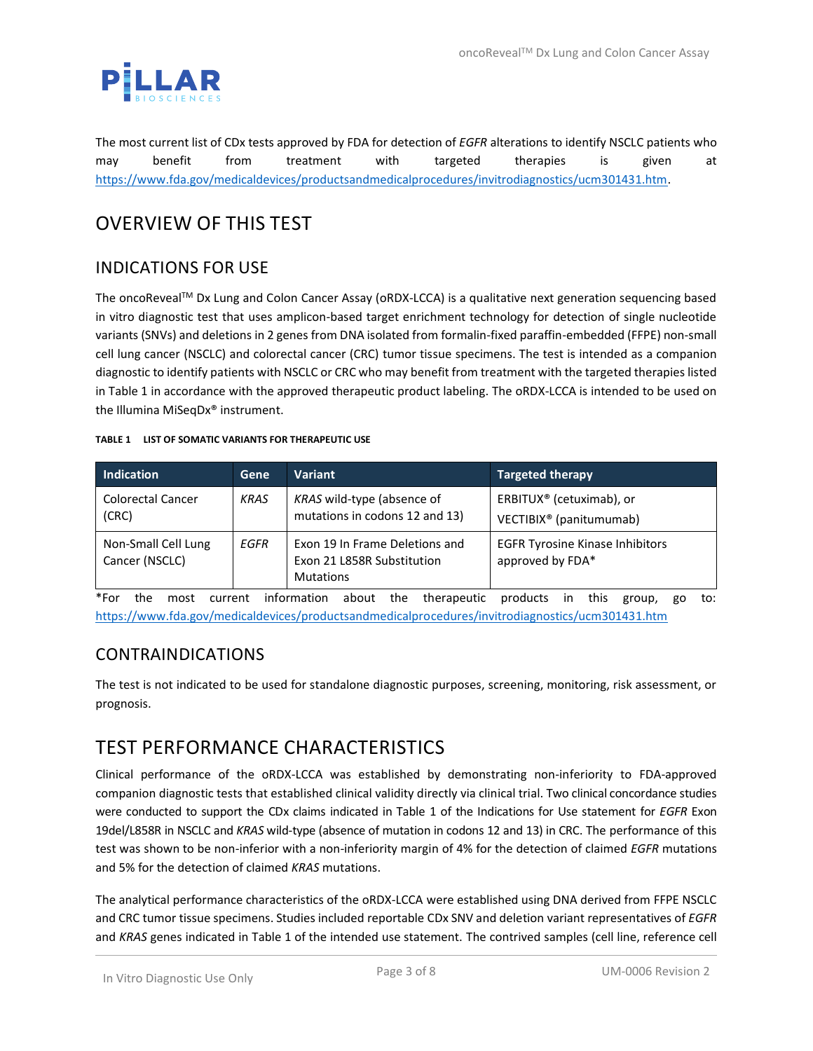The most current list of CDx tests approved by FDA for detection of *EGFR* alterations to identify NSCLC patients who may benefit from treatment with targeted therapies is given at https://www.fda.gov/medicaldevices/productsandmedicalprocedures/invitrodiagnostics/ucm301431.htm.

# OVERVIEW OF THIS TEST

## INDICATIONS FOR USE

The oncoReveal™ Dx Lung and Colon Cancer Assay (oRDX-LCCA) is a qualitative next generation sequencing based in vitro diagnostic test that uses amplicon-based target enrichment technology for detection of single nucleotide variants (SNVs) and deletions in 2 genes from DNA isolated from formalin-fixed paraffin-embedded (FFPE) non-small cell lung cancer (NSCLC) and colorectal cancer (CRC) tumor tissue specimens. The test is intended as a companion diagnostic to identify patients with NSCLC or CRC who may benefit from treatment with the targeted therapies listed in Table 1 in accordance with the approved therapeutic product labeling. The oRDX-LCCA is intended to be used on the Illumina MiSeqDx® instrument.

**TABLE 1 LIST OF SOMATIC VARIANTS FOR THERAPEUTIC USE**

| Indication | Gene | Variant | Targeted therapy |
|---|---|---|---|
| Colorectal Cancer (CRC) | *KRAS* | *KRAS* wild-type (absence of mutations in codons 12 and 13) | ERBITUX® (cetuximab), or VECTIBIX® (panitumumab) |
| Non-Small Cell Lung Cancer (NSCLC) | *EGFR* | Exon 19 In Frame Deletions and Exon 21 L858R Substitution Mutations | EGFR Tyrosine Kinase Inhibitors approved by FDA* |

*For the most current information about the therapeutic products in this group, go to: https://www.fda.gov/medicaldevices/productsandmedicalprocedures/invitrodiagnostics/ucm301431.htm

## CONTRAINDICATIONS

The test is not indicated to be used for standalone diagnostic purposes, screening, monitoring, risk assessment, or prognosis.

# TEST PERFORMANCE CHARACTERISTICS

Clinical performance of the oRDX-LCCA was established by demonstrating non-inferiority to FDA-approved companion diagnostic tests that established clinical validity directly via clinical trial. Two clinical concordance studies were conducted to support the CDx claims indicated in Table 1 of the Indications for Use statement for *EGFR* Exon 19del/L858R in NSCLC and *KRAS* wild-type (absence of mutation in codons 12 and 13) in CRC. The performance of this test was shown to be non-inferior with a non-inferiority margin of 4% for the detection of claimed *EGFR* mutations and 5% for the detection of claimed *KRAS* mutations.

The analytical performance characteristics of the oRDX-LCCA were established using DNA derived from FFPE NSCLC and CRC tumor tissue specimens. Studies included reportable CDx SNV and deletion variant representatives of *EGFR* and *KRAS* genes indicated in Table 1 of the intended use statement. The contrived samples (cell line, reference cell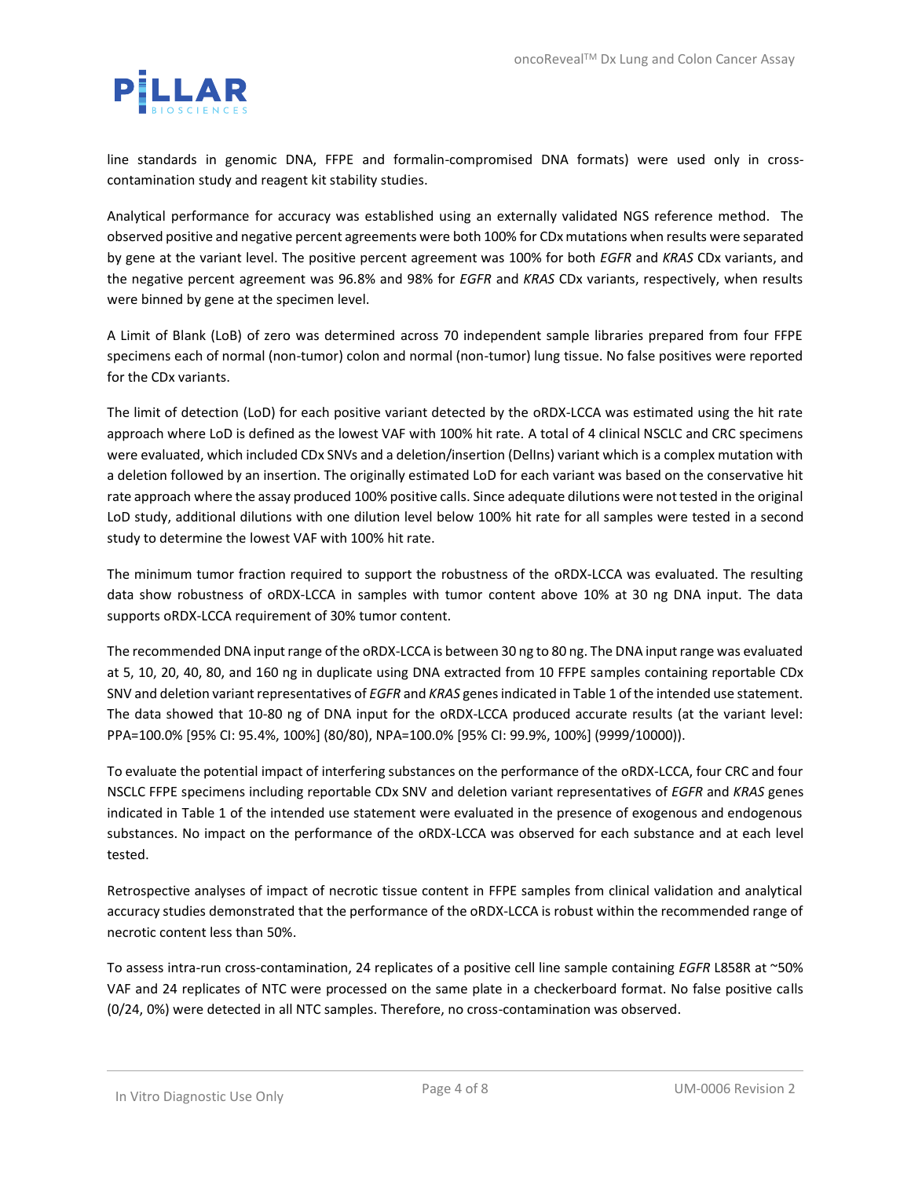line standards in genomic DNA, FFPE and formalin-compromised DNA formats) were used only in cross-contamination study and reagent kit stability studies.

Analytical performance for accuracy was established using an externally validated NGS reference method. The observed positive and negative percent agreements were both 100% for CDx mutations when results were separated by gene at the variant level. The positive percent agreement was 100% for both *EGFR* and *KRAS* CDx variants, and the negative percent agreement was 96.8% and 98% for *EGFR* and *KRAS* CDx variants, respectively, when results were binned by gene at the specimen level.

A Limit of Blank (LoB) of zero was determined across 70 independent sample libraries prepared from four FFPE specimens each of normal (non-tumor) colon and normal (non-tumor) lung tissue. No false positives were reported for the CDx variants.

The limit of detection (LoD) for each positive variant detected by the oRDX-LCCA was estimated using the hit rate approach where LoD is defined as the lowest VAF with 100% hit rate. A total of 4 clinical NSCLC and CRC specimens were evaluated, which included CDx SNVs and a deletion/insertion (DelIns) variant which is a complex mutation with a deletion followed by an insertion. The originally estimated LoD for each variant was based on the conservative hit rate approach where the assay produced 100% positive calls. Since adequate dilutions were not tested in the original LoD study, additional dilutions with one dilution level below 100% hit rate for all samples were tested in a second study to determine the lowest VAF with 100% hit rate.

The minimum tumor fraction required to support the robustness of the oRDX-LCCA was evaluated. The resulting data show robustness of oRDX-LCCA in samples with tumor content above 10% at 30 ng DNA input. The data supports oRDX-LCCA requirement of 30% tumor content.

The recommended DNA input range of the oRDX-LCCA is between 30 ng to 80 ng. The DNA input range was evaluated at 5, 10, 20, 40, 80, and 160 ng in duplicate using DNA extracted from 10 FFPE samples containing reportable CDx SNV and deletion variant representatives of *EGFR* and *KRAS* genes indicated in Table 1 of the intended use statement. The data showed that 10-80 ng of DNA input for the oRDX-LCCA produced accurate results (at the variant level: PPA=100.0% [95% CI: 95.4%, 100%] (80/80), NPA=100.0% [95% CI: 99.9%, 100%] (9999/10000)).

To evaluate the potential impact of interfering substances on the performance of the oRDX-LCCA, four CRC and four NSCLC FFPE specimens including reportable CDx SNV and deletion variant representatives of *EGFR* and *KRAS* genes indicated in Table 1 of the intended use statement were evaluated in the presence of exogenous and endogenous substances. No impact on the performance of the oRDX-LCCA was observed for each substance and at each level tested.

Retrospective analyses of impact of necrotic tissue content in FFPE samples from clinical validation and analytical accuracy studies demonstrated that the performance of the oRDX-LCCA is robust within the recommended range of necrotic content less than 50%.

To assess intra-run cross-contamination, 24 replicates of a positive cell line sample containing *EGFR* L858R at ~50% VAF and 24 replicates of NTC were processed on the same plate in a checkerboard format. No false positive calls (0/24, 0%) were detected in all NTC samples. Therefore, no cross-contamination was observed.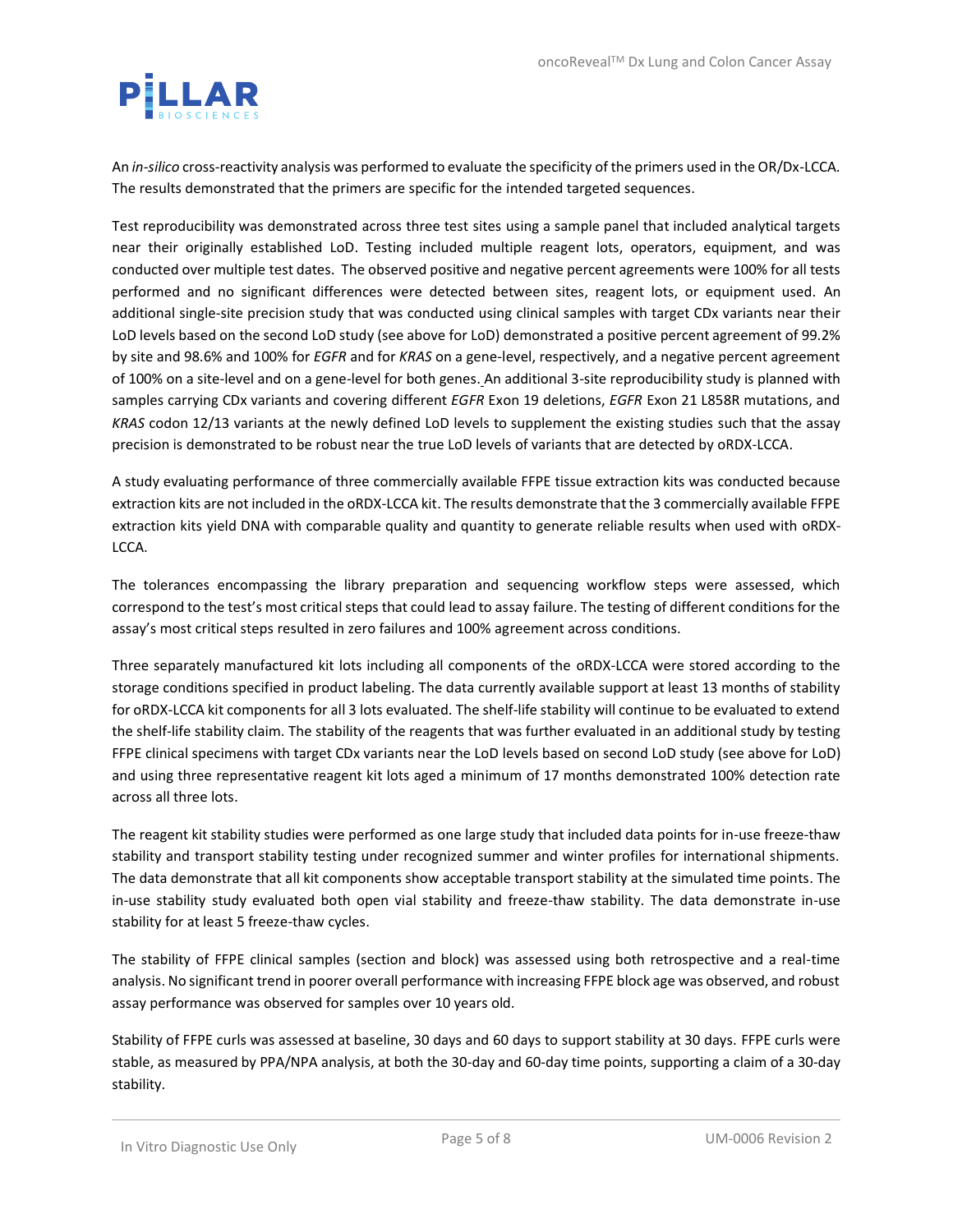An *in-silico* cross-reactivity analysis was performed to evaluate the specificity of the primers used in the OR/Dx-LCCA. The results demonstrated that the primers are specific for the intended targeted sequences.

Test reproducibility was demonstrated across three test sites using a sample panel that included analytical targets near their originally established LoD. Testing included multiple reagent lots, operators, equipment, and was conducted over multiple test dates. The observed positive and negative percent agreements were 100% for all tests performed and no significant differences were detected between sites, reagent lots, or equipment used. An additional single-site precision study that was conducted using clinical samples with target CDx variants near their LoD levels based on the second LoD study (see above for LoD) demonstrated a positive percent agreement of 99.2% by site and 98.6% and 100% for *EGFR* and for *KRAS* on a gene-level, respectively, and a negative percent agreement of 100% on a site-level and on a gene-level for both genes. An additional 3-site reproducibility study is planned with samples carrying CDx variants and covering different *EGFR* Exon 19 deletions, *EGFR* Exon 21 L858R mutations, and *KRAS* codon 12/13 variants at the newly defined LoD levels to supplement the existing studies such that the assay precision is demonstrated to be robust near the true LoD levels of variants that are detected by oRDX-LCCA.

A study evaluating performance of three commercially available FFPE tissue extraction kits was conducted because extraction kits are not included in the oRDX-LCCA kit. The results demonstrate that the 3 commercially available FFPE extraction kits yield DNA with comparable quality and quantity to generate reliable results when used with oRDX-LCCA.

The tolerances encompassing the library preparation and sequencing workflow steps were assessed, which correspond to the test's most critical steps that could lead to assay failure. The testing of different conditions for the assay's most critical steps resulted in zero failures and 100% agreement across conditions.

Three separately manufactured kit lots including all components of the oRDX-LCCA were stored according to the storage conditions specified in product labeling. The data currently available support at least 13 months of stability for oRDX-LCCA kit components for all 3 lots evaluated. The shelf-life stability will continue to be evaluated to extend the shelf-life stability claim. The stability of the reagents that was further evaluated in an additional study by testing FFPE clinical specimens with target CDx variants near the LoD levels based on second LoD study (see above for LoD) and using three representative reagent kit lots aged a minimum of 17 months demonstrated 100% detection rate across all three lots.

The reagent kit stability studies were performed as one large study that included data points for in-use freeze-thaw stability and transport stability testing under recognized summer and winter profiles for international shipments. The data demonstrate that all kit components show acceptable transport stability at the simulated time points. The in-use stability study evaluated both open vial stability and freeze-thaw stability. The data demonstrate in-use stability for at least 5 freeze-thaw cycles.

The stability of FFPE clinical samples (section and block) was assessed using both retrospective and a real-time analysis. No significant trend in poorer overall performance with increasing FFPE block age was observed, and robust assay performance was observed for samples over 10 years old.

Stability of FFPE curls was assessed at baseline, 30 days and 60 days to support stability at 30 days. FFPE curls were stable, as measured by PPA/NPA analysis, at both the 30-day and 60-day time points, supporting a claim of a 30-day stability.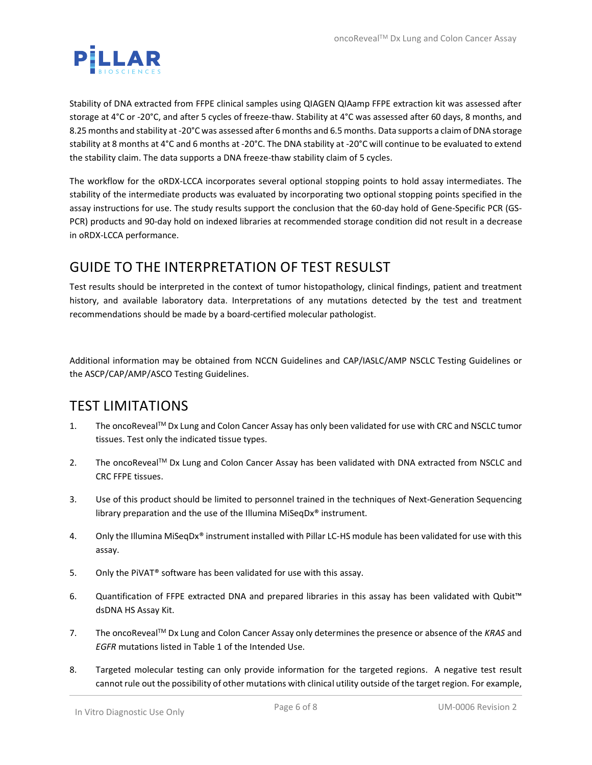Stability of DNA extracted from FFPE clinical samples using QIAGEN QIAamp FFPE extraction kit was assessed after storage at 4°C or -20°C, and after 5 cycles of freeze-thaw. Stability at 4°C was assessed after 60 days, 8 months, and 8.25 months and stability at -20°C was assessed after 6 months and 6.5 months. Data supports a claim of DNA storage stability at 8 months at 4°C and 6 months at -20°C. The DNA stability at -20°C will continue to be evaluated to extend the stability claim. The data supports a DNA freeze-thaw stability claim of 5 cycles.

The workflow for the oRDX-LCCA incorporates several optional stopping points to hold assay intermediates. The stability of the intermediate products was evaluated by incorporating two optional stopping points specified in the assay instructions for use. The study results support the conclusion that the 60-day hold of Gene-Specific PCR (GS-PCR) products and 90-day hold on indexed libraries at recommended storage condition did not result in a decrease in oRDX-LCCA performance.

## GUIDE TO THE INTERPRETATION OF TEST RESULST

Test results should be interpreted in the context of tumor histopathology, clinical findings, patient and treatment history, and available laboratory data. Interpretations of any mutations detected by the test and treatment recommendations should be made by a board-certified molecular pathologist.

Additional information may be obtained from NCCN Guidelines and CAP/IASLC/AMP NSCLC Testing Guidelines or the ASCP/CAP/AMP/ASCO Testing Guidelines.

## TEST LIMITATIONS

1. The oncoReveal™ Dx Lung and Colon Cancer Assay has only been validated for use with CRC and NSCLC tumor tissues. Test only the indicated tissue types.

2. The oncoReveal™ Dx Lung and Colon Cancer Assay has been validated with DNA extracted from NSCLC and CRC FFPE tissues.

3. Use of this product should be limited to personnel trained in the techniques of Next-Generation Sequencing library preparation and the use of the Illumina MiSeqDx® instrument.

4. Only the Illumina MiSeqDx® instrument installed with Pillar LC-HS module has been validated for use with this assay.

5. Only the PiVAT® software has been validated for use with this assay.

6. Quantification of FFPE extracted DNA and prepared libraries in this assay has been validated with Qubit™ dsDNA HS Assay Kit.

7. The oncoReveal™ Dx Lung and Colon Cancer Assay only determines the presence or absence of the *KRAS* and *EGFR* mutations listed in Table 1 of the Intended Use.

8. Targeted molecular testing can only provide information for the targeted regions. A negative test result cannot rule out the possibility of other mutations with clinical utility outside of the target region. For example,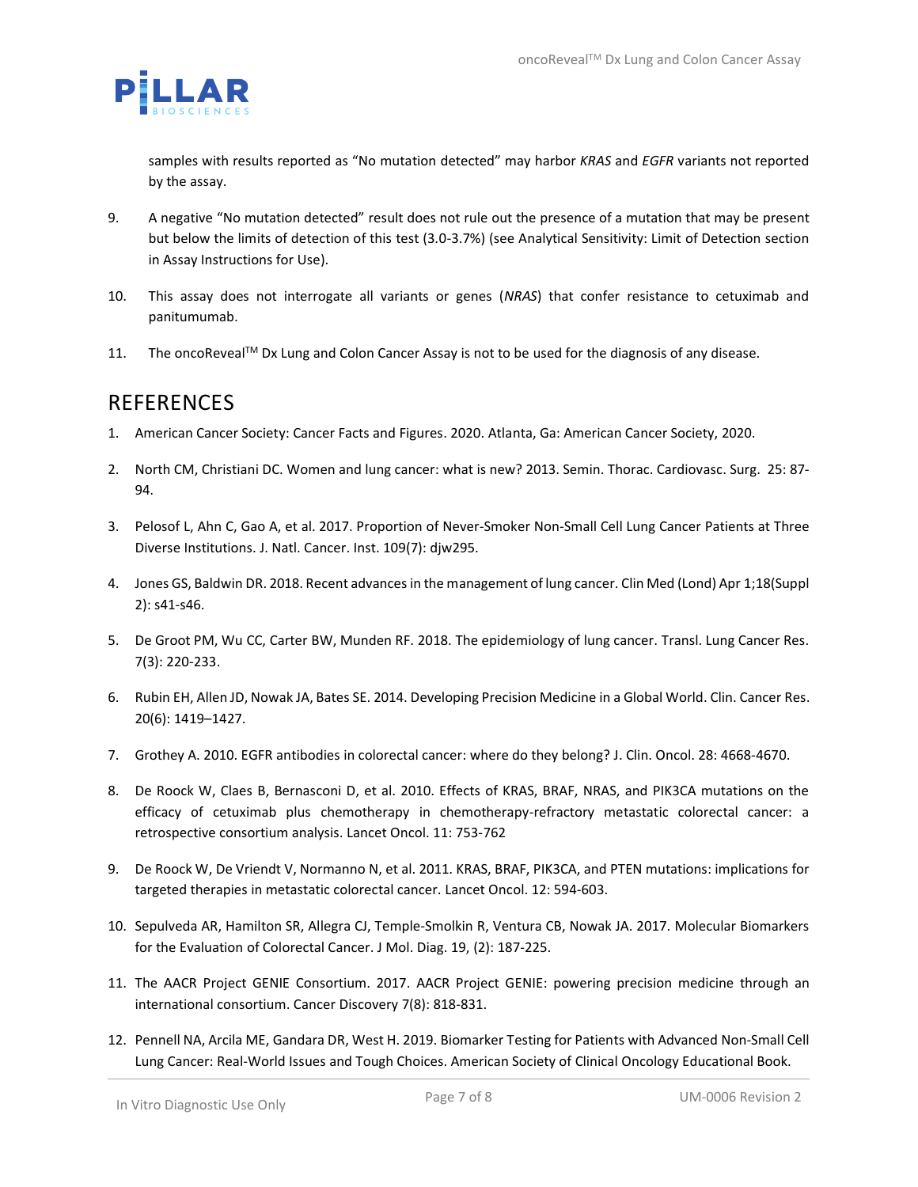samples with results reported as "No mutation detected" may harbor *KRAS* and *EGFR* variants not reported by the assay.

9. A negative "No mutation detected" result does not rule out the presence of a mutation that may be present but below the limits of detection of this test (3.0-3.7%) (see Analytical Sensitivity: Limit of Detection section in Assay Instructions for Use).

10. This assay does not interrogate all variants or genes (*NRAS*) that confer resistance to cetuximab and panitumumab.

11. The oncoReveal™ Dx Lung and Colon Cancer Assay is not to be used for the diagnosis of any disease.

# REFERENCES

1. American Cancer Society: Cancer Facts and Figures. 2020. Atlanta, Ga: American Cancer Society, 2020.

2. North CM, Christiani DC. Women and lung cancer: what is new? 2013. Semin. Thorac. Cardiovasc. Surg. 25: 87-94.

3. Pelosof L, Ahn C, Gao A, et al. 2017. Proportion of Never-Smoker Non-Small Cell Lung Cancer Patients at Three Diverse Institutions. J. Natl. Cancer. Inst. 109(7): djw295.

4. Jones GS, Baldwin DR. 2018. Recent advances in the management of lung cancer. Clin Med (Lond) Apr 1;18(Suppl 2): s41-s46.

5. De Groot PM, Wu CC, Carter BW, Munden RF. 2018. The epidemiology of lung cancer. Transl. Lung Cancer Res. 7(3): 220-233.

6. Rubin EH, Allen JD, Nowak JA, Bates SE. 2014. Developing Precision Medicine in a Global World. Clin. Cancer Res. 20(6): 1419–1427.

7. Grothey A. 2010. EGFR antibodies in colorectal cancer: where do they belong? J. Clin. Oncol. 28: 4668-4670.

8. De Roock W, Claes B, Bernasconi D, et al. 2010. Effects of KRAS, BRAF, NRAS, and PIK3CA mutations on the efficacy of cetuximab plus chemotherapy in chemotherapy-refractory metastatic colorectal cancer: a retrospective consortium analysis. Lancet Oncol. 11: 753-762

9. De Roock W, De Vriendt V, Normanno N, et al. 2011. KRAS, BRAF, PIK3CA, and PTEN mutations: implications for targeted therapies in metastatic colorectal cancer. Lancet Oncol. 12: 594-603.

10. Sepulveda AR, Hamilton SR, Allegra CJ, Temple-Smolkin R, Ventura CB, Nowak JA. 2017. Molecular Biomarkers for the Evaluation of Colorectal Cancer. J Mol. Diag. 19, (2): 187-225.

11. The AACR Project GENIE Consortium. 2017. AACR Project GENIE: powering precision medicine through an international consortium. Cancer Discovery 7(8): 818-831.

12. Pennell NA, Arcila ME, Gandara DR, West H. 2019. Biomarker Testing for Patients with Advanced Non-Small Cell Lung Cancer: Real-World Issues and Tough Choices. American Society of Clinical Oncology Educational Book.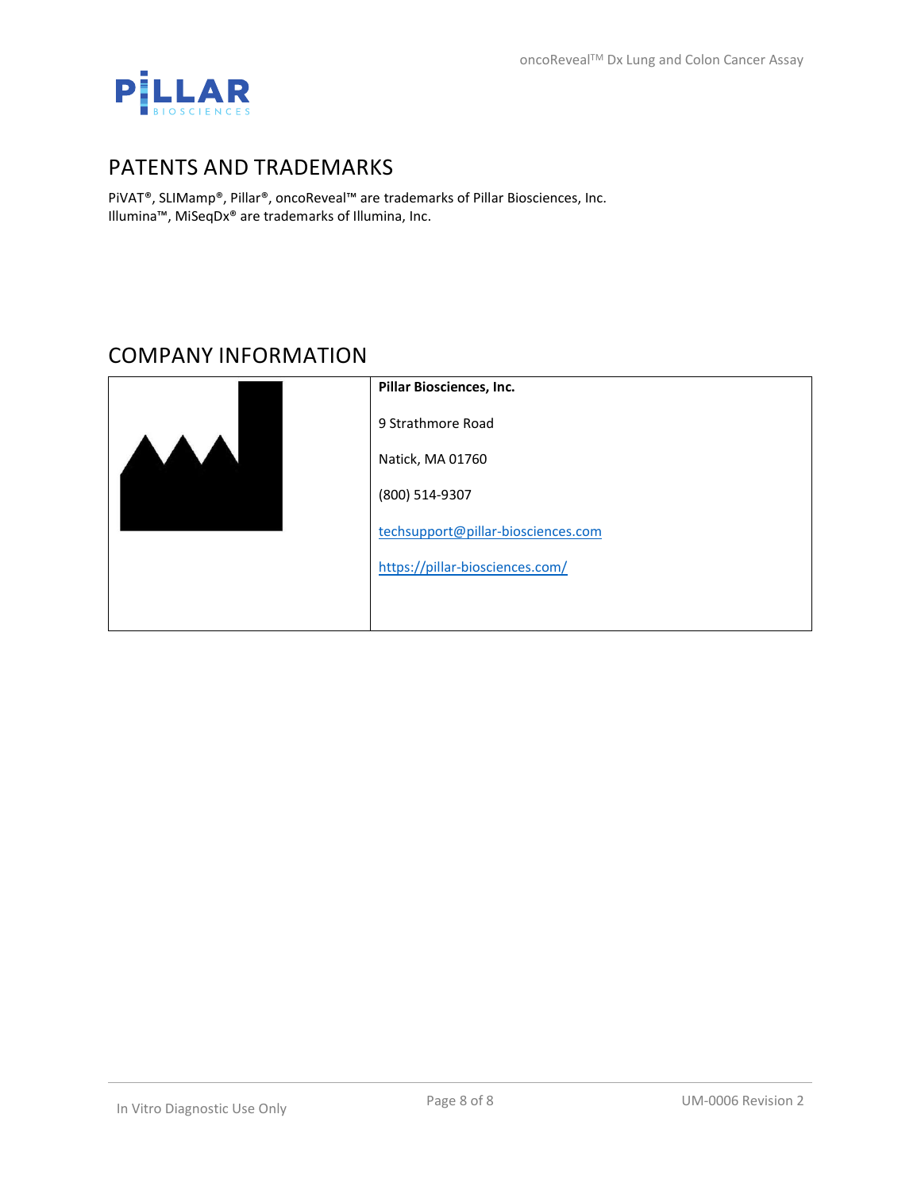## PATENTS AND TRADEMARKS

PiVAT®, SLIMamp®, Pillar®, oncoReveal™ are trademarks of Pillar Biosciences, Inc.
Illumina™, MiSeqDx® are trademarks of Illumina, Inc.

## COMPANY INFORMATION

| | |
|---|---|
| | **Pillar Biosciences, Inc.**<br><br>9 Strathmore Road<br><br>Natick, MA 01760<br><br>(800) 514-9307<br><br>techsupport@pillar-biosciences.com<br><br>https://pillar-biosciences.com/ |